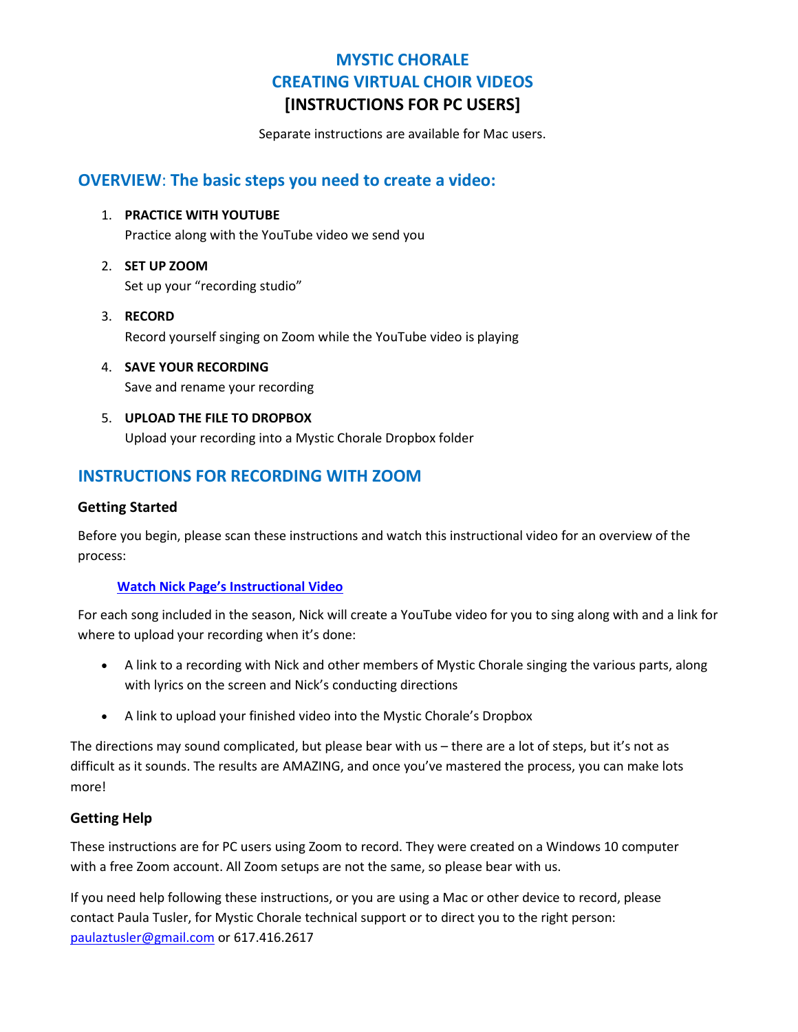# MYSTIC CHORALE
# CREATING VIRTUAL CHOIR VIDEOS
# [INSTRUCTIONS FOR PC USERS]

Separate instructions are available for Mac users.

## OVERVIEW: The basic steps you need to create a video:

1. **PRACTICE WITH YOUTUBE**
   Practice along with the YouTube video we send you

2. **SET UP ZOOM**
   Set up your "recording studio"

3. **RECORD**
   Record yourself singing on Zoom while the YouTube video is playing

4. **SAVE YOUR RECORDING**
   Save and rename your recording

5. **UPLOAD THE FILE TO DROPBOX**
   Upload your recording into a Mystic Chorale Dropbox folder

## INSTRUCTIONS FOR RECORDING WITH ZOOM

### Getting Started

Before you begin, please scan these instructions and watch this instructional video for an overview of the process:

**Watch Nick Page's Instructional Video**

For each song included in the season, Nick will create a YouTube video for you to sing along with and a link for where to upload your recording when it's done:

- A link to a recording with Nick and other members of Mystic Chorale singing the various parts, along with lyrics on the screen and Nick's conducting directions
- A link to upload your finished video into the Mystic Chorale's Dropbox

The directions may sound complicated, but please bear with us – there are a lot of steps, but it's not as difficult as it sounds. The results are AMAZING, and once you've mastered the process, you can make lots more!

### Getting Help

These instructions are for PC users using Zoom to record. They were created on a Windows 10 computer with a free Zoom account. All Zoom setups are not the same, so please bear with us.

If you need help following these instructions, or you are using a Mac or other device to record, please contact Paula Tusler, for Mystic Chorale technical support or to direct you to the right person: paulaztusler@gmail.com or 617.416.2617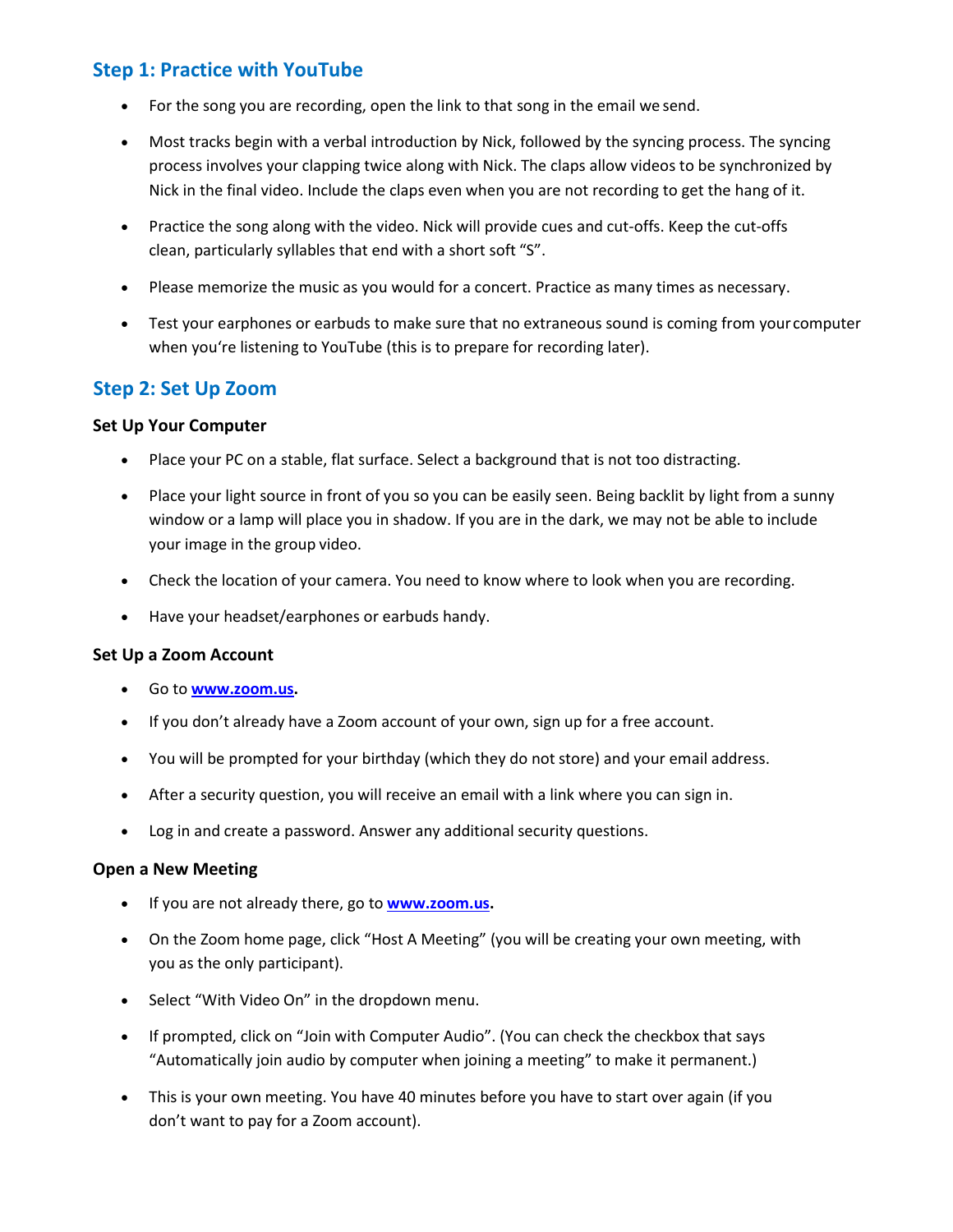## Step 1: Practice with YouTube

- For the song you are recording, open the link to that song in the email we send.
- Most tracks begin with a verbal introduction by Nick, followed by the syncing process. The syncing process involves your clapping twice along with Nick. The claps allow videos to be synchronized by Nick in the final video. Include the claps even when you are not recording to get the hang of it.
- Practice the song along with the video. Nick will provide cues and cut-offs. Keep the cut-offs clean, particularly syllables that end with a short soft "S".
- Please memorize the music as you would for a concert. Practice as many times as necessary.
- Test your earphones or earbuds to make sure that no extraneous sound is coming from your computer when you're listening to YouTube (this is to prepare for recording later).

## Step 2: Set Up Zoom

### Set Up Your Computer

- Place your PC on a stable, flat surface. Select a background that is not too distracting.
- Place your light source in front of you so you can be easily seen. Being backlit by light from a sunny window or a lamp will place you in shadow. If you are in the dark, we may not be able to include your image in the group video.
- Check the location of your camera. You need to know where to look when you are recording.
- Have your headset/earphones or earbuds handy.

### Set Up a Zoom Account

- Go to **www.zoom.us.**
- If you don't already have a Zoom account of your own, sign up for a free account.
- You will be prompted for your birthday (which they do not store) and your email address.
- After a security question, you will receive an email with a link where you can sign in.
- Log in and create a password. Answer any additional security questions.

### Open a New Meeting

- If you are not already there, go to **www.zoom.us.**
- On the Zoom home page, click "Host A Meeting" (you will be creating your own meeting, with you as the only participant).
- Select "With Video On" in the dropdown menu.
- If prompted, click on "Join with Computer Audio". (You can check the checkbox that says "Automatically join audio by computer when joining a meeting" to make it permanent.)
- This is your own meeting. You have 40 minutes before you have to start over again (if you don't want to pay for a Zoom account).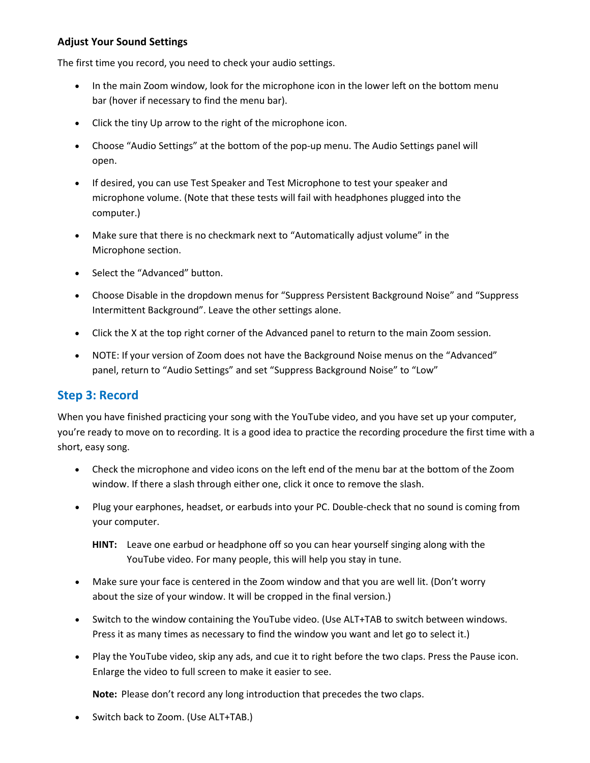### Adjust Your Sound Settings

The first time you record, you need to check your audio settings.

- In the main Zoom window, look for the microphone icon in the lower left on the bottom menu bar (hover if necessary to find the menu bar).
- Click the tiny Up arrow to the right of the microphone icon.
- Choose "Audio Settings" at the bottom of the pop-up menu. The Audio Settings panel will open.
- If desired, you can use Test Speaker and Test Microphone to test your speaker and microphone volume. (Note that these tests will fail with headphones plugged into the computer.)
- Make sure that there is no checkmark next to "Automatically adjust volume" in the Microphone section.
- Select the "Advanced" button.
- Choose Disable in the dropdown menus for "Suppress Persistent Background Noise" and "Suppress Intermittent Background". Leave the other settings alone.
- Click the X at the top right corner of the Advanced panel to return to the main Zoom session.
- NOTE: If your version of Zoom does not have the Background Noise menus on the "Advanced" panel, return to "Audio Settings" and set "Suppress Background Noise" to "Low"

## Step 3: Record

When you have finished practicing your song with the YouTube video, and you have set up your computer, you're ready to move on to recording. It is a good idea to practice the recording procedure the first time with a short, easy song.

- Check the microphone and video icons on the left end of the menu bar at the bottom of the Zoom window. If there a slash through either one, click it once to remove the slash.
- Plug your earphones, headset, or earbuds into your PC. Double-check that no sound is coming from your computer.

  **HINT:** Leave one earbud or headphone off so you can hear yourself singing along with the YouTube video. For many people, this will help you stay in tune.

- Make sure your face is centered in the Zoom window and that you are well lit. (Don't worry about the size of your window. It will be cropped in the final version.)
- Switch to the window containing the YouTube video. (Use ALT+TAB to switch between windows. Press it as many times as necessary to find the window you want and let go to select it.)
- Play the YouTube video, skip any ads, and cue it to right before the two claps. Press the Pause icon. Enlarge the video to full screen to make it easier to see.

  **Note:** Please don't record any long introduction that precedes the two claps.

- Switch back to Zoom. (Use ALT+TAB.)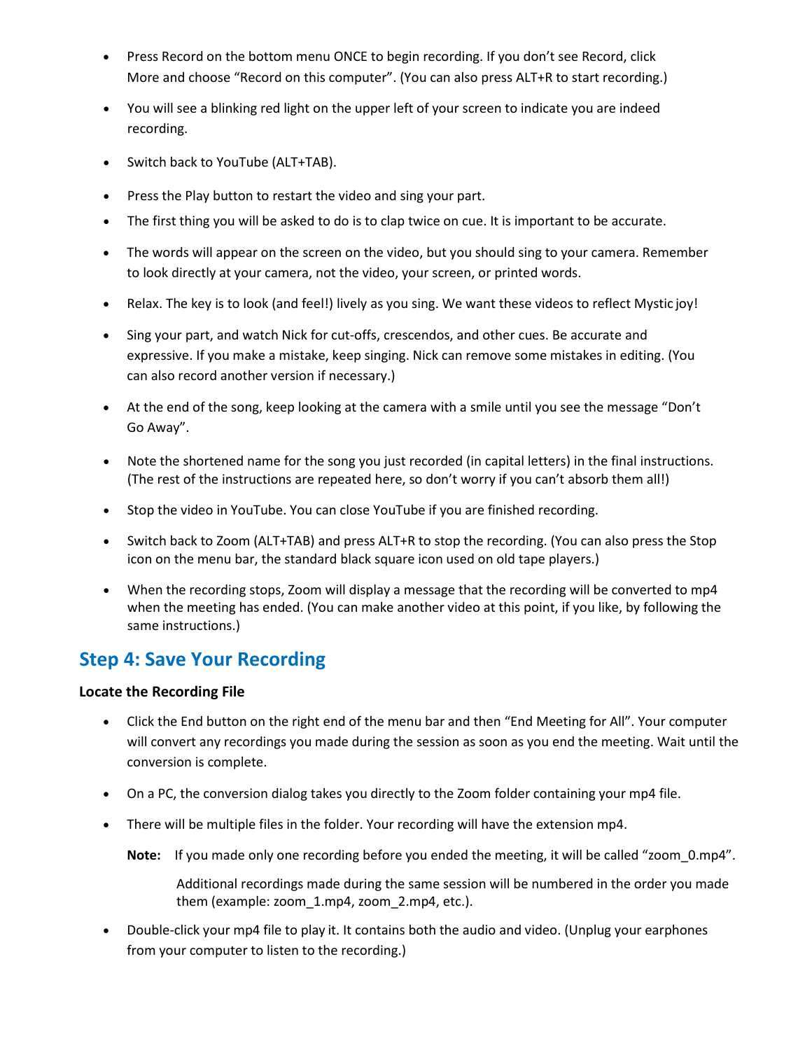- Press Record on the bottom menu ONCE to begin recording. If you don't see Record, click More and choose "Record on this computer". (You can also press ALT+R to start recording.)
- You will see a blinking red light on the upper left of your screen to indicate you are indeed recording.
- Switch back to YouTube (ALT+TAB).
- Press the Play button to restart the video and sing your part.
- The first thing you will be asked to do is to clap twice on cue. It is important to be accurate.
- The words will appear on the screen on the video, but you should sing to your camera. Remember to look directly at your camera, not the video, your screen, or printed words.
- Relax. The key is to look (and feel!) lively as you sing. We want these videos to reflect Mystic joy!
- Sing your part, and watch Nick for cut-offs, crescendos, and other cues. Be accurate and expressive. If you make a mistake, keep singing. Nick can remove some mistakes in editing. (You can also record another version if necessary.)
- At the end of the song, keep looking at the camera with a smile until you see the message "Don't Go Away".
- Note the shortened name for the song you just recorded (in capital letters) in the final instructions. (The rest of the instructions are repeated here, so don't worry if you can't absorb them all!)
- Stop the video in YouTube. You can close YouTube if you are finished recording.
- Switch back to Zoom (ALT+TAB) and press ALT+R to stop the recording. (You can also press the Stop icon on the menu bar, the standard black square icon used on old tape players.)
- When the recording stops, Zoom will display a message that the recording will be converted to mp4 when the meeting has ended. (You can make another video at this point, if you like, by following the same instructions.)

## Step 4: Save Your Recording

**Locate the Recording File**

- Click the End button on the right end of the menu bar and then "End Meeting for All". Your computer will convert any recordings you made during the session as soon as you end the meeting. Wait until the conversion is complete.
- On a PC, the conversion dialog takes you directly to the Zoom folder containing your mp4 file.
- There will be multiple files in the folder. Your recording will have the extension mp4.

  **Note:** If you made only one recording before you ended the meeting, it will be called "zoom_0.mp4".

  Additional recordings made during the same session will be numbered in the order you made them (example: zoom_1.mp4, zoom_2.mp4, etc.).

- Double-click your mp4 file to play it. It contains both the audio and video. (Unplug your earphones from your computer to listen to the recording.)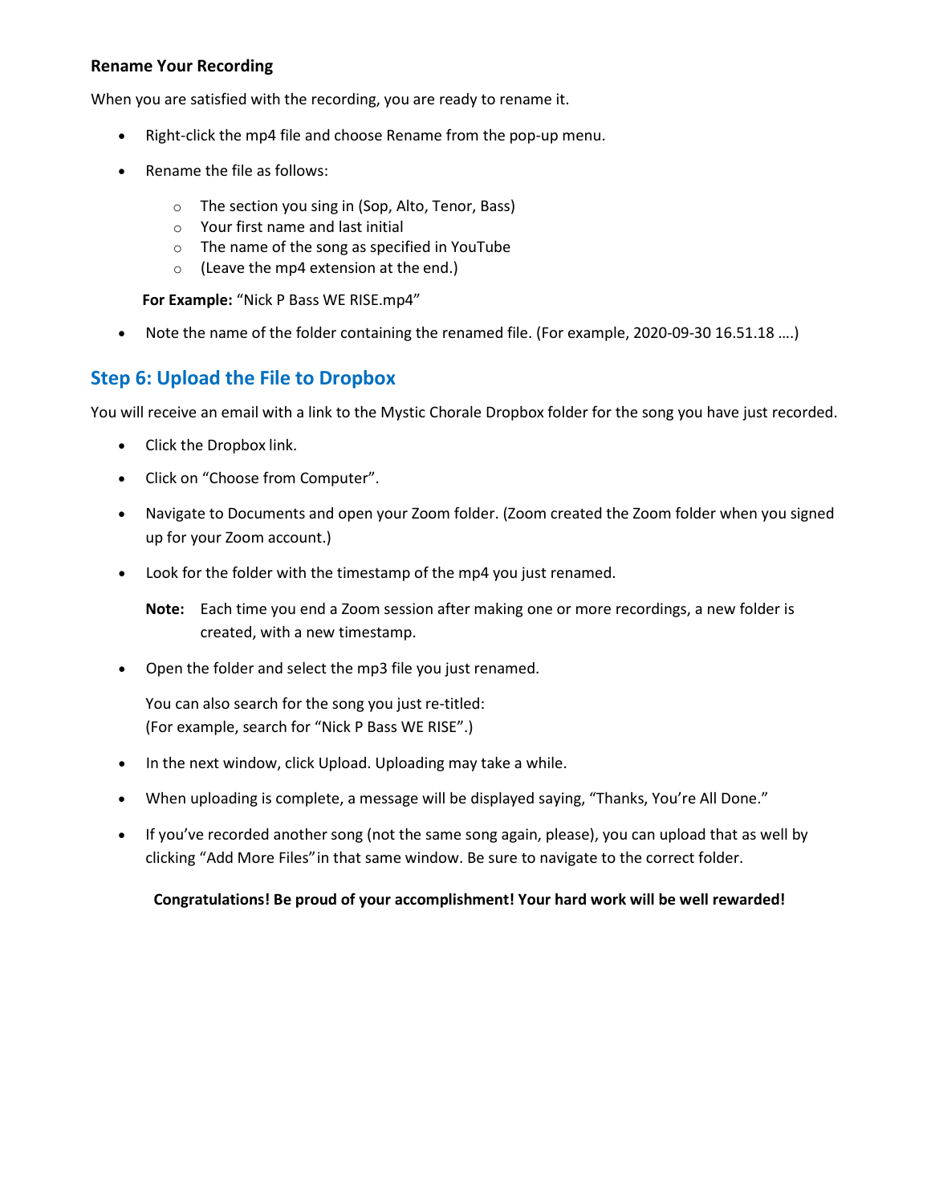**Rename Your Recording**

When you are satisfied with the recording, you are ready to rename it.

- Right-click the mp4 file and choose Rename from the pop-up menu.
- Rename the file as follows:
  - The section you sing in (Sop, Alto, Tenor, Bass)
  - Your first name and last initial
  - The name of the song as specified in YouTube
  - (Leave the mp4 extension at the end.)

  **For Example:** "Nick P Bass WE RISE.mp4"

- Note the name of the folder containing the renamed file. (For example, 2020-09-30 16.51.18 ….)

## Step 6: Upload the File to Dropbox

You will receive an email with a link to the Mystic Chorale Dropbox folder for the song you have just recorded.

- Click the Dropbox link.
- Click on "Choose from Computer".
- Navigate to Documents and open your Zoom folder. (Zoom created the Zoom folder when you signed up for your Zoom account.)
- Look for the folder with the timestamp of the mp4 you just renamed.

  **Note:** Each time you end a Zoom session after making one or more recordings, a new folder is created, with a new timestamp.

- Open the folder and select the mp3 file you just renamed.

  You can also search for the song you just re-titled:
  (For example, search for "Nick P Bass WE RISE".)

- In the next window, click Upload. Uploading may take a while.
- When uploading is complete, a message will be displayed saying, "Thanks, You're All Done."
- If you've recorded another song (not the same song again, please), you can upload that as well by clicking "Add More Files" in that same window. Be sure to navigate to the correct folder.

**Congratulations! Be proud of your accomplishment! Your hard work will be well rewarded!**